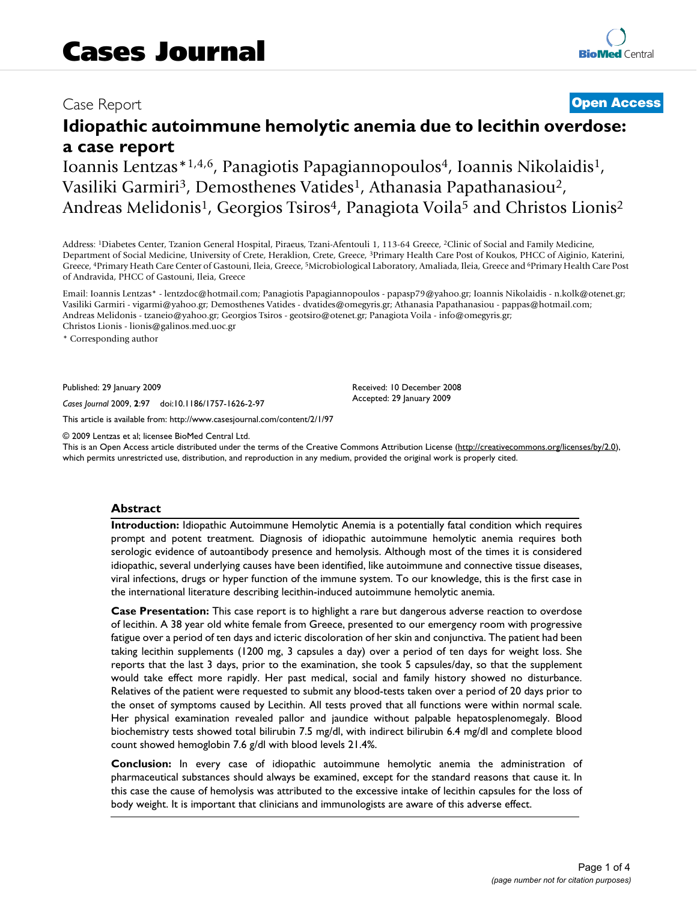Case Report

**Open Access**

# Idiopathic autoimmune hemolytic anemia due to lecithin overdose: a case report

Ioannis Lentzas*[1,4,6], Panagiotis Papagiannopoulos[4], Ioannis Nikolaidis[1], Vasiliki Garmiri[3], Demosthenes Vatides[1], Athanasia Papathanasiou[2], Andreas Melidonis[1], Georgios Tsiros[4], Panagiota Voila[5] and Christos Lionis[2]

Address: [1]Diabetes Center, Tzanion General Hospital, Piraeus, Tzani-Afentouli 1, 113-64 Greece, [2]Clinic of Social and Family Medicine, Department of Social Medicine, University of Crete, Heraklion, Crete, Greece, [3]Primary Health Care Post of Koukos, PHCC of Aiginio, Katerini, Greece, [4]Primary Heath Care Center of Gastouni, Ileia, Greece, [5]Microbiological Laboratory, Amaliada, Ileia, Greece and [6]Primary Health Care Post of Andravida, PHCC of Gastouni, Ileia, Greece

Email: Ioannis Lentzas* - lentzdoc@hotmail.com; Panagiotis Papagiannopoulos - papasp79@yahoo.gr; Ioannis Nikolaidis - n.kolk@otenet.gr; Vasiliki Garmiri - vigarmi@yahoo.gr; Demosthenes Vatides - dvatides@omegyris.gr; Athanasia Papathanasiou - pappas@hotmail.com; Andreas Melidonis - tzaneio@yahoo.gr; Georgios Tsiros - geotsiro@otenet.gr; Panagiota Voila - info@omegyris.gr; Christos Lionis - lionis@galinos.med.uoc.gr

\* Corresponding author

Published: 29 January 2009

*Cases Journal* 2009, **2**:97 doi:10.1186/1757-1626-2-97

Received: 10 December 2008
Accepted: 29 January 2009

This article is available from: http://www.casesjournal.com/content/2/1/97

© 2009 Lentzas et al; licensee BioMed Central Ltd.
This is an Open Access article distributed under the terms of the Creative Commons Attribution License (http://creativecommons.org/licenses/by/2.0), which permits unrestricted use, distribution, and reproduction in any medium, provided the original work is properly cited.

## Abstract

**Introduction:** Idiopathic Autoimmune Hemolytic Anemia is a potentially fatal condition which requires prompt and potent treatment. Diagnosis of idiopathic autoimmune hemolytic anemia requires both serologic evidence of autoantibody presence and hemolysis. Although most of the times it is considered idiopathic, several underlying causes have been identified, like autoimmune and connective tissue diseases, viral infections, drugs or hyper function of the immune system. To our knowledge, this is the first case in the international literature describing lecithin-induced autoimmune hemolytic anemia.

**Case Presentation:** This case report is to highlight a rare but dangerous adverse reaction to overdose of lecithin. A 38 year old white female from Greece, presented to our emergency room with progressive fatigue over a period of ten days and icteric discoloration of her skin and conjunctiva. The patient had been taking lecithin supplements (1200 mg, 3 capsules a day) over a period of ten days for weight loss. She reports that the last 3 days, prior to the examination, she took 5 capsules/day, so that the supplement would take effect more rapidly. Her past medical, social and family history showed no disturbance. Relatives of the patient were requested to submit any blood-tests taken over a period of 20 days prior to the onset of symptoms caused by Lecithin. All tests proved that all functions were within normal scale. Her physical examination revealed pallor and jaundice without palpable hepatosplenomegaly. Blood biochemistry tests showed total bilirubin 7.5 mg/dl, with indirect bilirubin 6.4 mg/dl and complete blood count showed hemoglobin 7.6 g/dl with blood levels 21.4%.

**Conclusion:** In every case of idiopathic autoimmune hemolytic anemia the administration of pharmaceutical substances should always be examined, except for the standard reasons that cause it. In this case the cause of hemolysis was attributed to the excessive intake of lecithin capsules for the loss of body weight. It is important that clinicians and immunologists are aware of this adverse effect.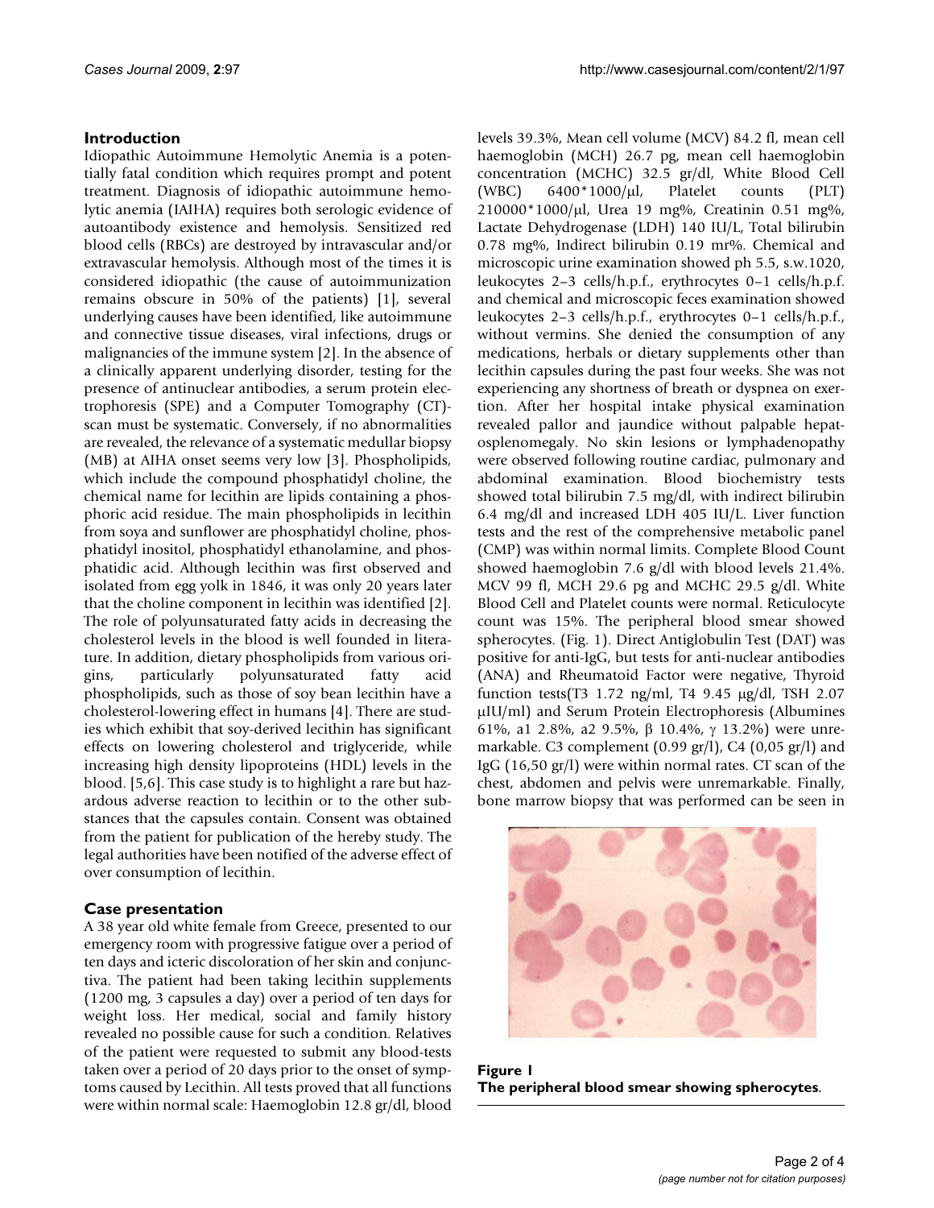## Introduction

Idiopathic Autoimmune Hemolytic Anemia is a potentially fatal condition which requires prompt and potent treatment. Diagnosis of idiopathic autoimmune hemolytic anemia (IAIHA) requires both serologic evidence of autoantibody existence and hemolysis. Sensitized red blood cells (RBCs) are destroyed by intravascular and/or extravascular hemolysis. Although most of the times it is considered idiopathic (the cause of autoimmunization remains obscure in 50% of the patients) [1], several underlying causes have been identified, like autoimmune and connective tissue diseases, viral infections, drugs or malignancies of the immune system [2]. In the absence of a clinically apparent underlying disorder, testing for the presence of antinuclear antibodies, a serum protein electrophoresis (SPE) and a Computer Tomography (CT)-scan must be systematic. Conversely, if no abnormalities are revealed, the relevance of a systematic medullar biopsy (MB) at AIHA onset seems very low [3]. Phospholipids, which include the compound phosphatidyl choline, the chemical name for lecithin are lipids containing a phosphoric acid residue. The main phospholipids in lecithin from soya and sunflower are phosphatidyl choline, phosphatidyl inositol, phosphatidyl ethanolamine, and phosphatidic acid. Although lecithin was first observed and isolated from egg yolk in 1846, it was only 20 years later that the choline component in lecithin was identified [2]. The role of polyunsaturated fatty acids in decreasing the cholesterol levels in the blood is well founded in literature. In addition, dietary phospholipids from various origins, particularly polyunsaturated fatty acid phospholipids, such as those of soy bean lecithin have a cholesterol-lowering effect in humans [4]. There are studies which exhibit that soy-derived lecithin has significant effects on lowering cholesterol and triglyceride, while increasing high density lipoproteins (HDL) levels in the blood. [5,6]. This case study is to highlight a rare but hazardous adverse reaction to lecithin or to the other substances that the capsules contain. Consent was obtained from the patient for publication of the hereby study. The legal authorities have been notified of the adverse effect of over consumption of lecithin.

## Case presentation

A 38 year old white female from Greece, presented to our emergency room with progressive fatigue over a period of ten days and icteric discoloration of her skin and conjunctiva. The patient had been taking lecithin supplements (1200 mg, 3 capsules a day) over a period of ten days for weight loss. Her medical, social and family history revealed no possible cause for such a condition. Relatives of the patient were requested to submit any blood-tests taken over a period of 20 days prior to the onset of symptoms caused by Lecithin. All tests proved that all functions were within normal scale: Haemoglobin 12.8 gr/dl, blood levels 39.3%, Mean cell volume (MCV) 84.2 fl, mean cell haemoglobin (MCH) 26.7 pg, mean cell haemoglobin concentration (MCHC) 32.5 gr/dl, White Blood Cell (WBC) 6400*1000/μl, Platelet counts (PLT) 210000*1000/μl, Urea 19 mg%, Creatinin 0.51 mg%, Lactate Dehydrogenase (LDH) 140 IU/L, Total bilirubin 0.78 mg%, Indirect bilirubin 0.19 mr%. Chemical and microscopic urine examination showed ph 5.5, s.w.1020, leukocytes 2–3 cells/h.p.f., erythrocytes 0–1 cells/h.p.f. and chemical and microscopic feces examination showed leukocytes 2–3 cells/h.p.f., erythrocytes 0–1 cells/h.p.f., without vermins. She denied the consumption of any medications, herbals or dietary supplements other than lecithin capsules during the past four weeks. She was not experiencing any shortness of breath or dyspnea on exertion. After her hospital intake physical examination revealed pallor and jaundice without palpable hepatosplenomegaly. No skin lesions or lymphadenopathy were observed following routine cardiac, pulmonary and abdominal examination. Blood biochemistry tests showed total bilirubin 7.5 mg/dl, with indirect bilirubin 6.4 mg/dl and increased LDH 405 IU/L. Liver function tests and the rest of the comprehensive metabolic panel (CMP) was within normal limits. Complete Blood Count showed haemoglobin 7.6 g/dl with blood levels 21.4%. MCV 99 fl, MCH 29.6 pg and MCHC 29.5 g/dl. White Blood Cell and Platelet counts were normal. Reticulocyte count was 15%. The peripheral blood smear showed spherocytes. (Fig. 1). Direct Antiglobulin Test (DAT) was positive for anti-IgG, but tests for anti-nuclear antibodies (ANA) and Rheumatoid Factor were negative, Thyroid function tests(T3 1.72 ng/ml, T4 9.45 μg/dl, TSH 2.07 μIU/ml) and Serum Protein Electrophoresis (Albumines 61%, a1 2.8%, a2 9.5%, β 10.4%, γ 13.2%) were unremarkable. C3 complement (0.99 gr/l), C4 (0,05 gr/l) and IgG (16,50 gr/l) were within normal rates. CT scan of the chest, abdomen and pelvis were unremarkable. Finally, bone marrow biopsy that was performed can be seen in

**Figure 1**
**The peripheral blood smear showing spherocytes**.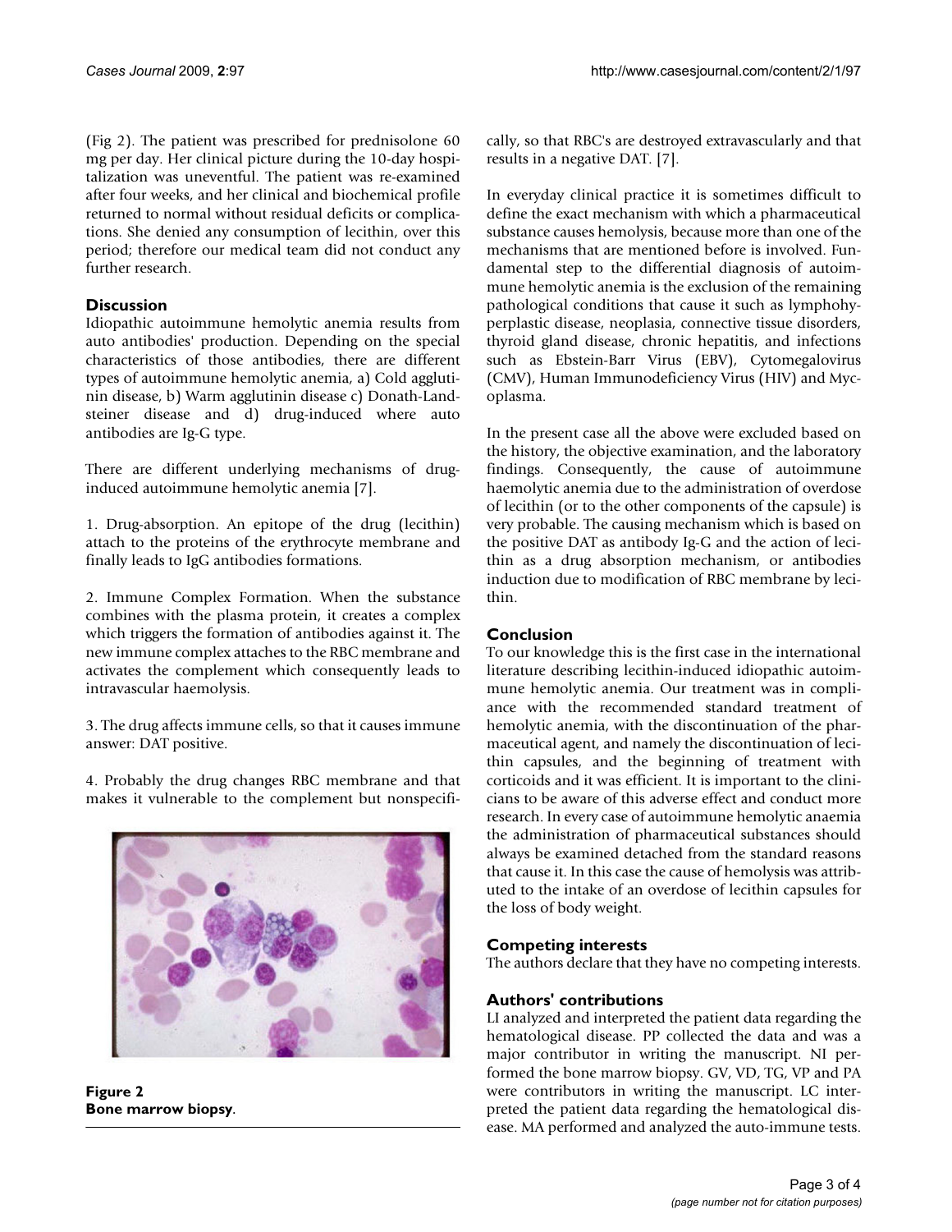(Fig 2). The patient was prescribed for prednisolone 60 mg per day. Her clinical picture during the 10-day hospitalization was uneventful. The patient was re-examined after four weeks, and her clinical and biochemical profile returned to normal without residual deficits or complications. She denied any consumption of lecithin, over this period; therefore our medical team did not conduct any further research.

## Discussion

Idiopathic autoimmune hemolytic anemia results from auto antibodies' production. Depending on the special characteristics of those antibodies, there are different types of autoimmune hemolytic anemia, a) Cold agglutinin disease, b) Warm agglutinin disease c) Donath-Landsteiner disease and d) drug-induced where auto antibodies are Ig-G type.

There are different underlying mechanisms of drug-induced autoimmune hemolytic anemia [7].

1. Drug-absorption. An epitope of the drug (lecithin) attach to the proteins of the erythrocyte membrane and finally leads to IgG antibodies formations.

2. Immune Complex Formation. When the substance combines with the plasma protein, it creates a complex which triggers the formation of antibodies against it. The new immune complex attaches to the RBC membrane and activates the complement which consequently leads to intravascular haemolysis.

3. The drug affects immune cells, so that it causes immune answer: DAT positive.

4. Probably the drug changes RBC membrane and that makes it vulnerable to the complement but nonspecifically, so that RBC's are destroyed extravascularly and that results in a negative DAT. [7].

**Figure 2**
**Bone marrow biopsy.**

In everyday clinical practice it is sometimes difficult to define the exact mechanism with which a pharmaceutical substance causes hemolysis, because more than one of the mechanisms that are mentioned before is involved. Fundamental step to the differential diagnosis of autoimmune hemolytic anemia is the exclusion of the remaining pathological conditions that cause it such as lymphohyperplastic disease, neoplasia, connective tissue disorders, thyroid gland disease, chronic hepatitis, and infections such as Ebstein-Barr Virus (EBV), Cytomegalovirus (CMV), Human Immunodeficiency Virus (HIV) and Mycoplasma.

In the present case all the above were excluded based on the history, the objective examination, and the laboratory findings. Consequently, the cause of autoimmune haemolytic anemia due to the administration of overdose of lecithin (or to the other components of the capsule) is very probable. The causing mechanism which is based on the positive DAT as antibody Ig-G and the action of lecithin as a drug absorption mechanism, or antibodies induction due to modification of RBC membrane by lecithin.

## Conclusion

To our knowledge this is the first case in the international literature describing lecithin-induced idiopathic autoimmune hemolytic anemia. Our treatment was in compliance with the recommended standard treatment of hemolytic anemia, with the discontinuation of the pharmaceutical agent, and namely the discontinuation of lecithin capsules, and the beginning of treatment with corticoids and it was efficient. It is important to the clinicians to be aware of this adverse effect and conduct more research. In every case of autoimmune hemolytic anaemia the administration of pharmaceutical substances should always be examined detached from the standard reasons that cause it. In this case the cause of hemolysis was attributed to the intake of an overdose of lecithin capsules for the loss of body weight.

## Competing interests

The authors declare that they have no competing interests.

## Authors' contributions

LI analyzed and interpreted the patient data regarding the hematological disease. PP collected the data and was a major contributor in writing the manuscript. NI performed the bone marrow biopsy. GV, VD, TG, VP and PA were contributors in writing the manuscript. LC interpreted the patient data regarding the hematological disease. MA performed and analyzed the auto-immune tests.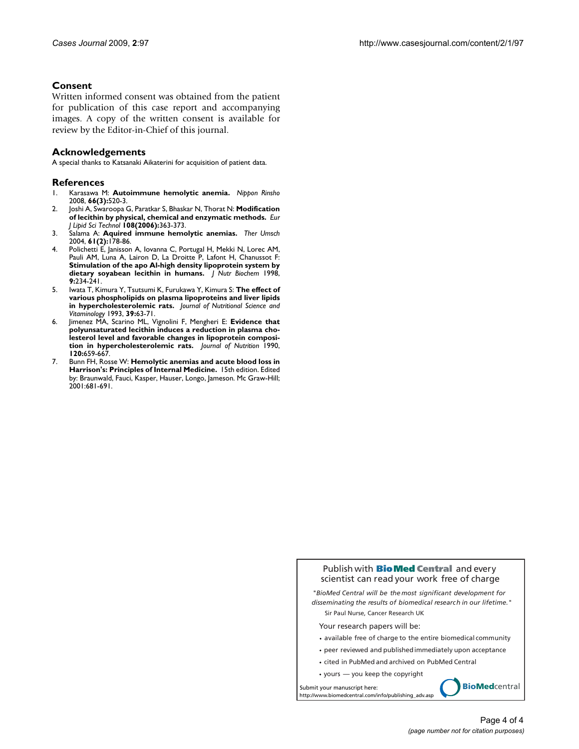## Consent

Written informed consent was obtained from the patient for publication of this case report and accompanying images. A copy of the written consent is available for review by the Editor-in-Chief of this journal.

## Acknowledgements

A special thanks to Katsanaki Aikaterini for acquisition of patient data.

## References

1. Karasawa M: **Autoimmune hemolytic anemia.** *Nippon Rinsho* 2008, **66(3):**520-3.
2. Joshi A, Swaroopa G, Paratkar S, Bhaskar N, Thorat N: **Modification of lecithin by physical, chemical and enzymatic methods.** *Eur J Lipid Sci Technol* **108(2006):**363-373.
3. Salama A: **Aquired immune hemolytic anemias.** *Ther Umsch* 2004, **61(2):**178-86.
4. Polichetti E, Janisson A, Iovanna C, Portugal H, Mekki N, Lorec AM, Pauli AM, Luna A, Lairon D, La Droitte P, Lafont H, Chanussot F: **Stimulation of the apo AI-high density lipoprotein system by dietary soyabean lecithin in humans.** *J Nutr Biochem* 1998, **9:**234-241.
5. Iwata T, Kimura Y, Tsutsumi K, Furukawa Y, Kimura S: **The effect of various phospholipids on plasma lipoproteins and liver lipids in hypercholesterolemic rats.** *Journal of Nutritional Science and Vitaminology* 1993, **39:**63-71.
6. Jimenez MA, Scarino ML, Vignolini F, Mengheri E: **Evidence that polyunsaturated lecithin induces a reduction in plasma cholesterol level and favorable changes in lipoprotein composition in hypercholesterolemic rats.** *Journal of Nutrition* 1990, **120:**659-667.
7. Bunn FH, Rosse W: **Hemolytic anemias and acute blood loss in Harrison's: Principles of Internal Medicine.** 15th edition. Edited by: Braunwald, Fauci, Kasper, Hauser, Longo, Jameson. Mc Graw-Hill; 2001:681-691.

Publish with **BioMed Central** and every scientist can read your work free of charge

*"BioMed Central will be the most significant development for disseminating the results of biomedical research in our lifetime."*

Sir Paul Nurse, Cancer Research UK

Your research papers will be:

- available free of charge to the entire biomedical community
- peer reviewed and published immediately upon acceptance
- cited in PubMed and archived on PubMed Central
- yours — you keep the copyright

Submit your manuscript here:
http://www.biomedcentral.com/info/publishing_adv.asp

**BioMed**central